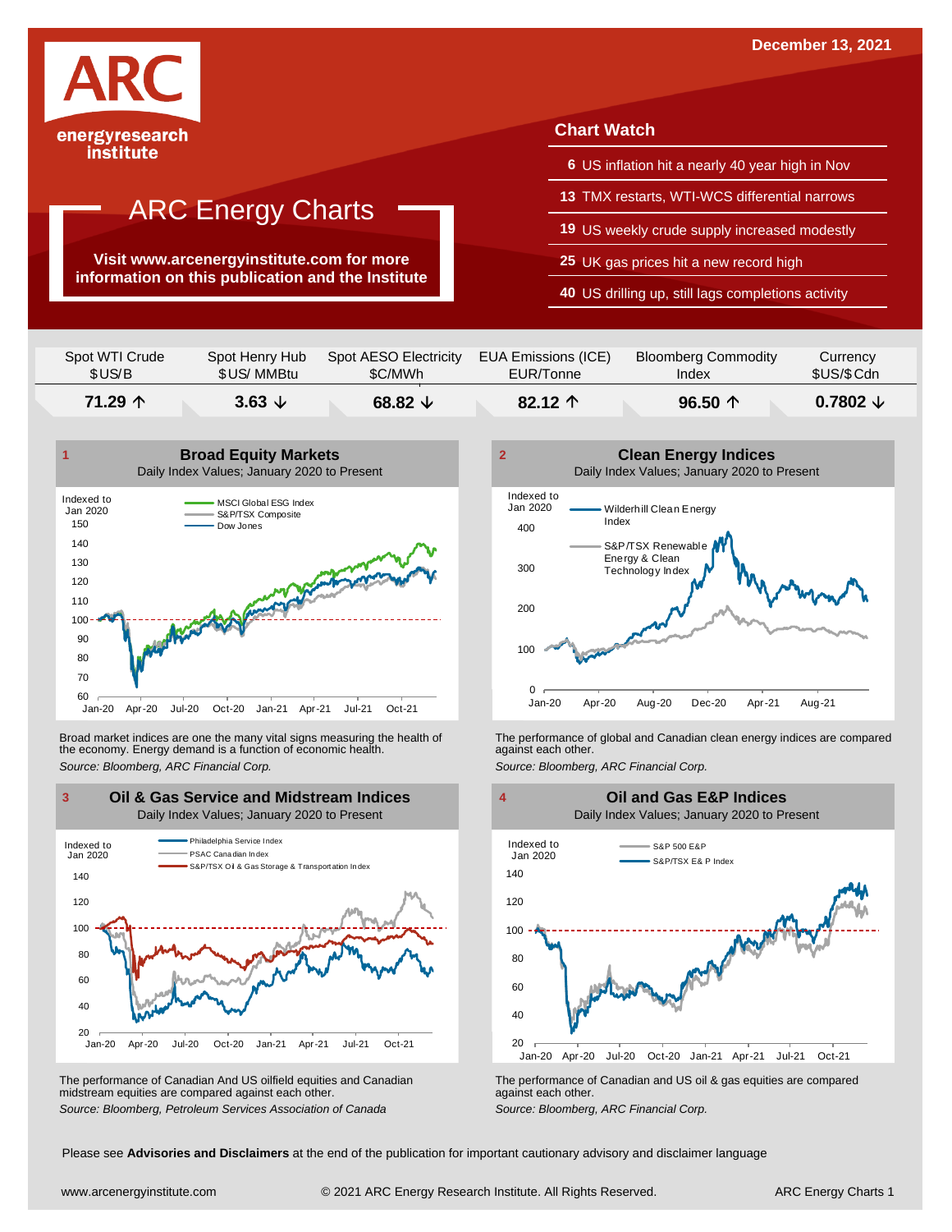December 13, 2021

ARC energyresearch institute

# ARC Energy Charts

**Visit www.arcenergyinstitute.com for more information on this publication and the Institute**

## Chart Watch

- **6** US inflation hit a nearly 40 year high in Nov
- **13** TMX restarts, WTI-WCS differential narrows
- **19** US weekly crude supply increased modestly
- **25** UK gas prices hit a new record high
- **40** US drilling up, still lags completions activity

| Spot WTI Crude $US/B | Spot Henry Hub $US/ MMBtu | Spot AESO Electricity $C/MWh | EUA Emissions (ICE) EUR/Tonne | Bloomberg Commodity Index | Currency $US/$Cdn |
|---|---|---|---|---|---|
| **71.29 ↑** | **3.63 ↓** | **68.82 ↓** | **82.12 ↑** | **96.50 ↑** | **0.7802 ↓** |

### 1 Broad Equity Markets

Daily Index Values; January 2020 to Present

Broad market indices are one the many vital signs measuring the health of the economy. Energy demand is a function of economic health.

*Source: Bloomberg, ARC Financial Corp.*

### 2 Clean Energy Indices

Daily Index Values; January 2020 to Present

The performance of global and Canadian clean energy indices are compared against each other.

*Source: Bloomberg, ARC Financial Corp.*

### 3 Oil & Gas Service and Midstream Indices

Daily Index Values; January 2020 to Present

The performance of Canadian And US oilfield equities and Canadian midstream equities are compared against each other.

*Source: Bloomberg, Petroleum Services Association of Canada*

### 4 Oil and Gas E&P Indices

Daily Index Values; January 2020 to Present

The performance of Canadian and US oil & gas equities are compared against each other.

*Source: Bloomberg, ARC Financial Corp.*

Please see **Advisories and Disclaimers** at the end of the publication for important cautionary advisory and disclaimer language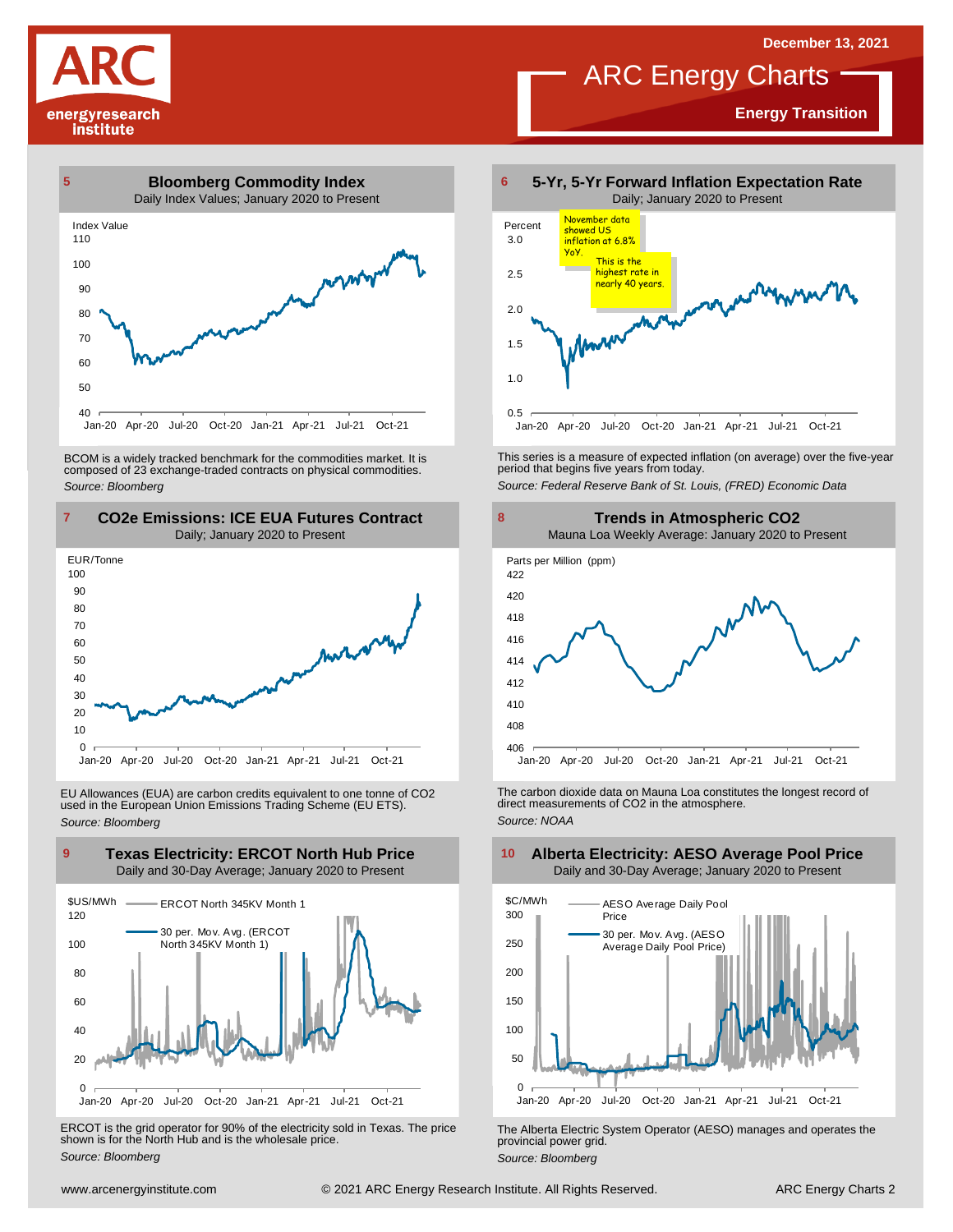December 13, 2021

# ARC Energy Charts

**Energy Transition**

## 5 Bloomberg Commodity Index

Daily Index Values; January 2020 to Present

BCOM is a widely tracked benchmark for the commodities market. It is composed of 23 exchange-traded contracts on physical commodities.

*Source: Bloomberg*

## 6 5-Yr, 5-Yr Forward Inflation Expectation Rate

Daily; January 2020 to Present

November data showed US inflation at 6.8% YoY. This is the highest rate in nearly 40 years.

This series is a measure of expected inflation (on average) over the five-year period that begins five years from today.

*Source: Federal Reserve Bank of St. Louis, (FRED) Economic Data*

## 7 CO2e Emissions: ICE EUA Futures Contract

Daily; January 2020 to Present

EU Allowances (EUA) are carbon credits equivalent to one tonne of $CO_2$ used in the European Union Emissions Trading Scheme (EU ETS).

*Source: Bloomberg*

## 8 Trends in Atmospheric CO2

Mauna Loa Weekly Average: January 2020 to Present

The carbon dioxide data on Mauna Loa constitutes the longest record of direct measurements of $CO_2$ in the atmosphere.

*Source: NOAA*

## 9 Texas Electricity: ERCOT North Hub Price

Daily and 30-Day Average; January 2020 to Present

ERCOT is the grid operator for 90% of the electricity sold in Texas. The price shown is for the North Hub and is the wholesale price.

*Source: Bloomberg*

## 10 Alberta Electricity: AESO Average Pool Price

Daily and 30-Day Average; January 2020 to Present

The Alberta Electric System Operator (AESO) manages and operates the provincial power grid.

*Source: Bloomberg*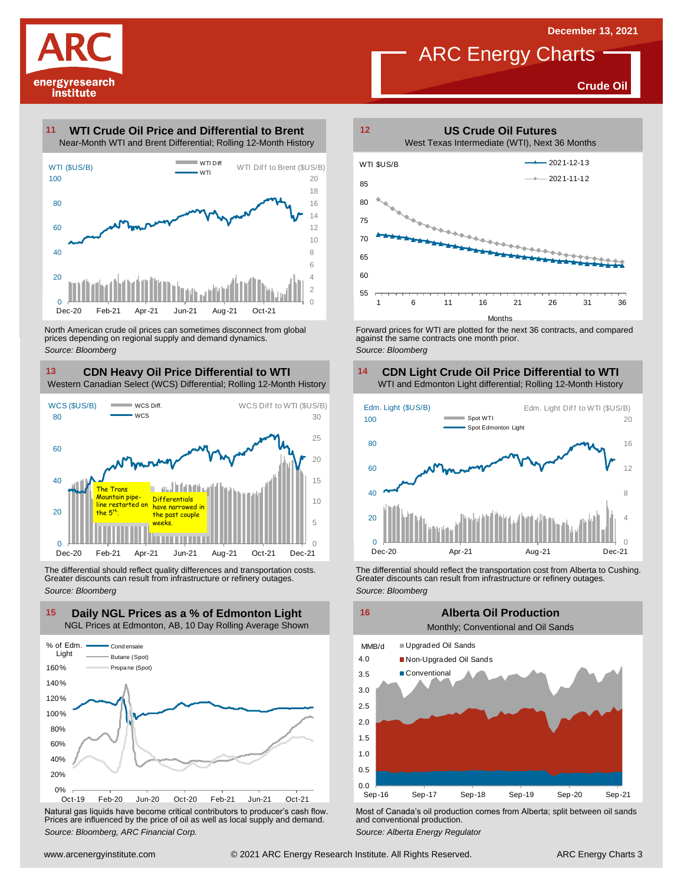# ARC Energy Charts

December 13, 2021

**Crude Oil**

## 11 WTI Crude Oil Price and Differential to Brent

Near-Month WTI and Brent Differential; Rolling 12-Month History

North American crude oil prices can sometimes disconnect from global prices depending on regional supply and demand dynamics.

*Source: Bloomberg*

## 12 US Crude Oil Futures

West Texas Intermediate (WTI), Next 36 Months

Forward prices for WTI are plotted for the next 36 contracts, and compared against the same contracts one month prior.

*Source: Bloomberg*

## 13 CDN Heavy Oil Price Differential to WTI

Western Canadian Select (WCS) Differential; Rolling 12-Month History

The Trans Mountain pipeline restarted on the 5th.

Differentials have narrowed in the past couple weeks.

The differential should reflect quality differences and transportation costs. Greater discounts can result from infrastructure or refinery outages.

*Source: Bloomberg*

## 14 CDN Light Crude Oil Price Differential to WTI

WTI and Edmonton Light differential; Rolling 12-Month History

The differential should reflect the transportation cost from Alberta to Cushing. Greater discounts can result from infrastructure or refinery outages.

*Source: Bloomberg*

## 15 Daily NGL Prices as a % of Edmonton Light

NGL Prices at Edmonton, AB, 10 Day Rolling Average Shown

Natural gas liquids have become critical contributors to producer's cash flow. Prices are influenced by the price of oil as well as local supply and demand.

*Source: Bloomberg, ARC Financial Corp.*

## 16 Alberta Oil Production

Monthly; Conventional and Oil Sands

Most of Canada's oil production comes from Alberta; split between oil sands and conventional production.

*Source: Alberta Energy Regulator*

www.arcenergyinstitute.com © 2021 ARC Energy Research Institute. All Rights Reserved.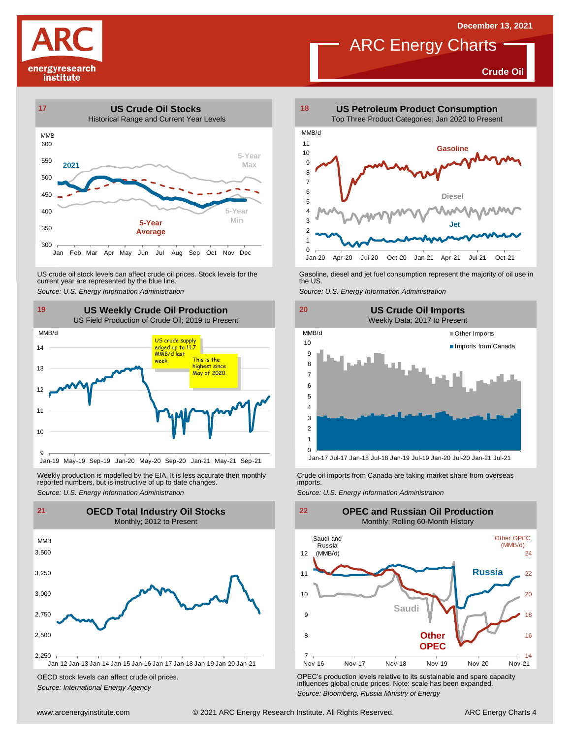December 13, 2021

# ARC Energy Charts

**Crude Oil**

## 17 US Crude Oil Stocks

Historical Range and Current Year Levels

MMB

600, 550, 500, 450, 400, 350, 300

Jan Feb Mar Apr May Jun Jul Aug Sep Oct Nov Dec

2021 · 5-Year Max · 5-Year Min · 5-Year Average

US crude oil stock levels can affect crude oil prices. Stock levels for the current year are represented by the blue line.

*Source: U.S. Energy Information Administration*

## 18 US Petroleum Product Consumption

Top Three Product Categories; Jan 2020 to Present

MMB/d

11, 10, 9, 8, 7, 6, 5, 4, 3, 2, 1, 0

Jan-20 Apr-20 Jul-20 Oct-20 Jan-21 Apr-21 Jul-21 Oct-21

Gasoline · Diesel · Jet

Gasoline, diesel and jet fuel consumption represent the majority of oil use in the US.

*Source: U.S. Energy Information Administration*

## 19 US Weekly Crude Oil Production

US Field Production of Crude Oil; 2019 to Present

MMB/d

14, 13, 12, 11, 10, 9

Jan-19 May-19 Sep-19 Jan-20 May-20 Sep-20 Jan-21 May-21 Sep-21

US crude supply edged up to 11.7 MMB/d last week.

This is the highest since May of 2020.

Weekly production is modelled by the EIA. It is less accurate then monthly reported numbers, but is instructive of up to date changes.

*Source: U.S. Energy Information Administration*

## 20 US Crude Oil Imports

Weekly Data; 2017 to Present

MMB/d

10, 9, 8, 7, 6, 5, 4, 3, 2, 1, 0

Jan-17 Jul-17 Jan-18 Jul-18 Jan-19 Jul-19 Jan-20 Jul-20 Jan-21 Jul-21

Other Imports · Imports from Canada

Crude oil imports from Canada are taking market share from overseas imports.

*Source: U.S. Energy Information Administration*

## 21 OECD Total Industry Oil Stocks

Monthly; 2012 to Present

MMB

3,500, 3,250, 3,000, 2,750, 2,500, 2,250

Jan-12 Jan-13 Jan-14 Jan-15 Jan-16 Jan-17 Jan-18 Jan-19 Jan-20 Jan-21

OECD stock levels can affect crude oil prices.

*Source: International Energy Agency*

## 22 OPEC and Russian Oil Production

Monthly; Rolling 60-Month History

Saudi and Russia (MMB/d): 12, 11, 10, 9, 8, 7

Other OPEC (MMB/d): 24, 22, 20, 18, 16, 14

Nov-16 Nov-17 Nov-18 Nov-19 Nov-20 Nov-21

Russia · Saudi · Other OPEC

OPEC's production levels relative to its sustainable and spare capacity influences global crude prices. Note: scale has been expanded.

*Source: Bloomberg, Russia Ministry of Energy*

www.arcenergyinstitute.com © 2021 ARC Energy Research Institute. All Rights Reserved.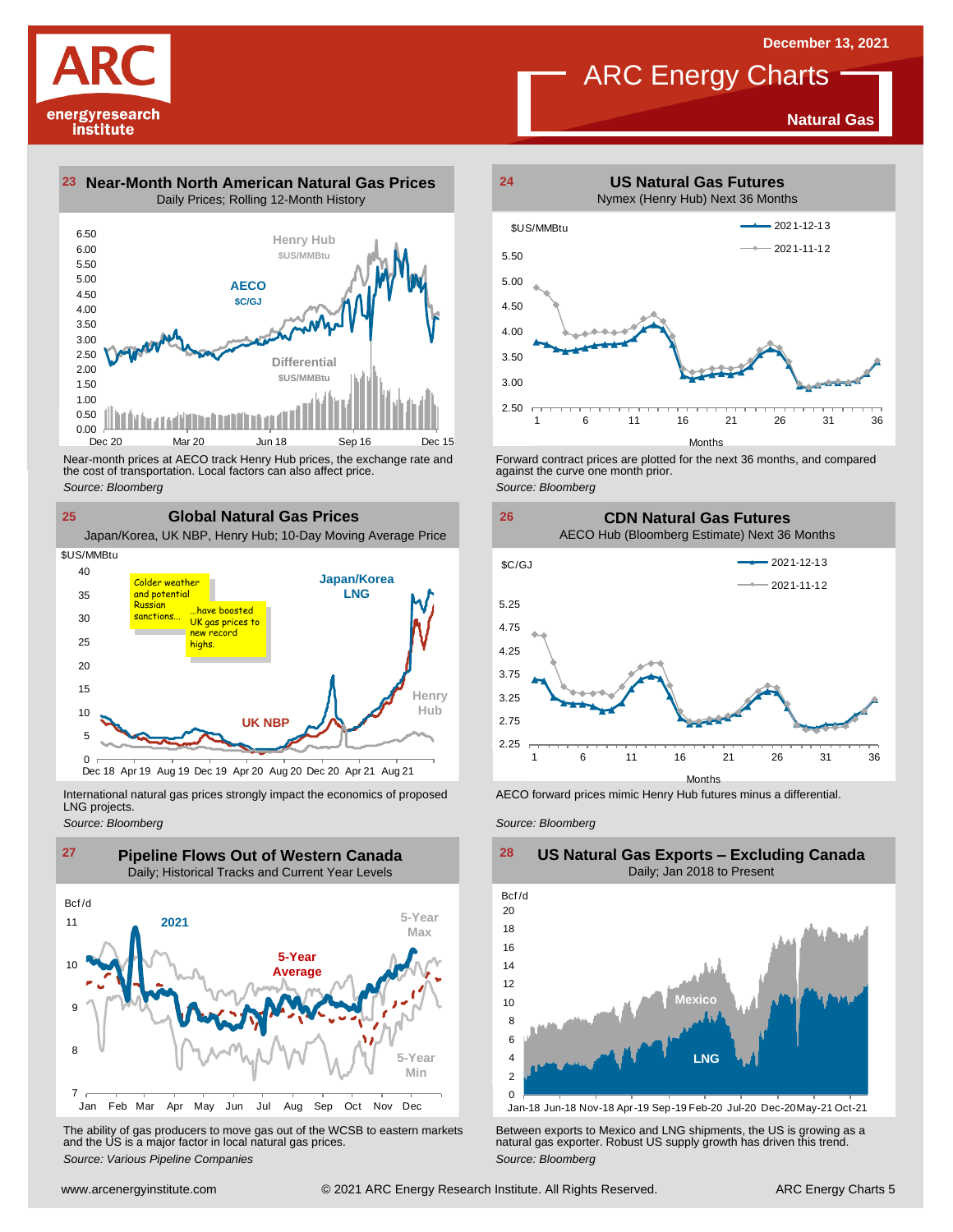December 13, 2021

# ARC Energy Charts

## Natural Gas

### 23 Near-Month North American Natural Gas Prices

Daily Prices; Rolling 12-Month History

Near-month prices at AECO track Henry Hub prices, the exchange rate and the cost of transportation. Local factors can also affect price.

*Source: Bloomberg*

### 24 US Natural Gas Futures

Nymex (Henry Hub) Next 36 Months

Forward contract prices are plotted for the next 36 months, and compared against the curve one month prior.

*Source: Bloomberg*

### 25 Global Natural Gas Prices

Japan/Korea, UK NBP, Henry Hub; 10-Day Moving Average Price

International natural gas prices strongly impact the economics of proposed LNG projects.

*Source: Bloomberg*

### 26 CDN Natural Gas Futures

AECO Hub (Bloomberg Estimate) Next 36 Months

AECO forward prices mimic Henry Hub futures minus a differential.

*Source: Bloomberg*

### 27 Pipeline Flows Out of Western Canada

Daily; Historical Tracks and Current Year Levels

The ability of gas producers to move gas out of the WCSB to eastern markets and the US is a major factor in local natural gas prices.

*Source: Various Pipeline Companies*

### 28 US Natural Gas Exports – Excluding Canada

Daily; Jan 2018 to Present

Between exports to Mexico and LNG shipments, the US is growing as a natural gas exporter. Robust US supply growth has driven this trend.

*Source: Bloomberg*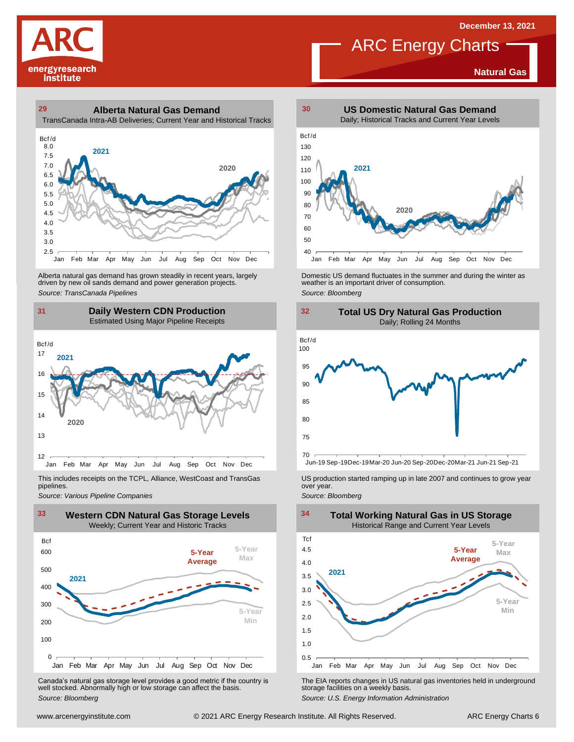December 13, 2021

# ARC Energy Charts

**Natural Gas**

## 29 Alberta Natural Gas Demand

TransCanada Intra-AB Deliveries; Current Year and Historical Tracks

Alberta natural gas demand has grown steadily in recent years, largely driven by new oil sands demand and power generation projects.

*Source: TransCanada Pipelines*

## 30 US Domestic Natural Gas Demand

Daily; Historical Tracks and Current Year Levels

Domestic US demand fluctuates in the summer and during the winter as weather is an important driver of consumption.

*Source: Bloomberg*

## 31 Daily Western CDN Production

Estimated Using Major Pipeline Receipts

This includes receipts on the TCPL, Alliance, WestCoast and TransGas pipelines.

*Source: Various Pipeline Companies*

## 32 Total US Dry Natural Gas Production

Daily; Rolling 24 Months

US production started ramping up in late 2007 and continues to grow year over year.

*Source: Bloomberg*

## 33 Western CDN Natural Gas Storage Levels

Weekly; Current Year and Historic Tracks

Canada's natural gas storage level provides a good metric if the country is well stocked. Abnormally high or low storage can affect the basis.

*Source: Bloomberg*

## 34 Total Working Natural Gas in US Storage

Historical Range and Current Year Levels

The EIA reports changes in US natural gas inventories held in underground storage facilities on a weekly basis.

*Source: U.S. Energy Information Administration*

www.arcenergyinstitute.com © 2021 ARC Energy Research Institute. All Rights Reserved.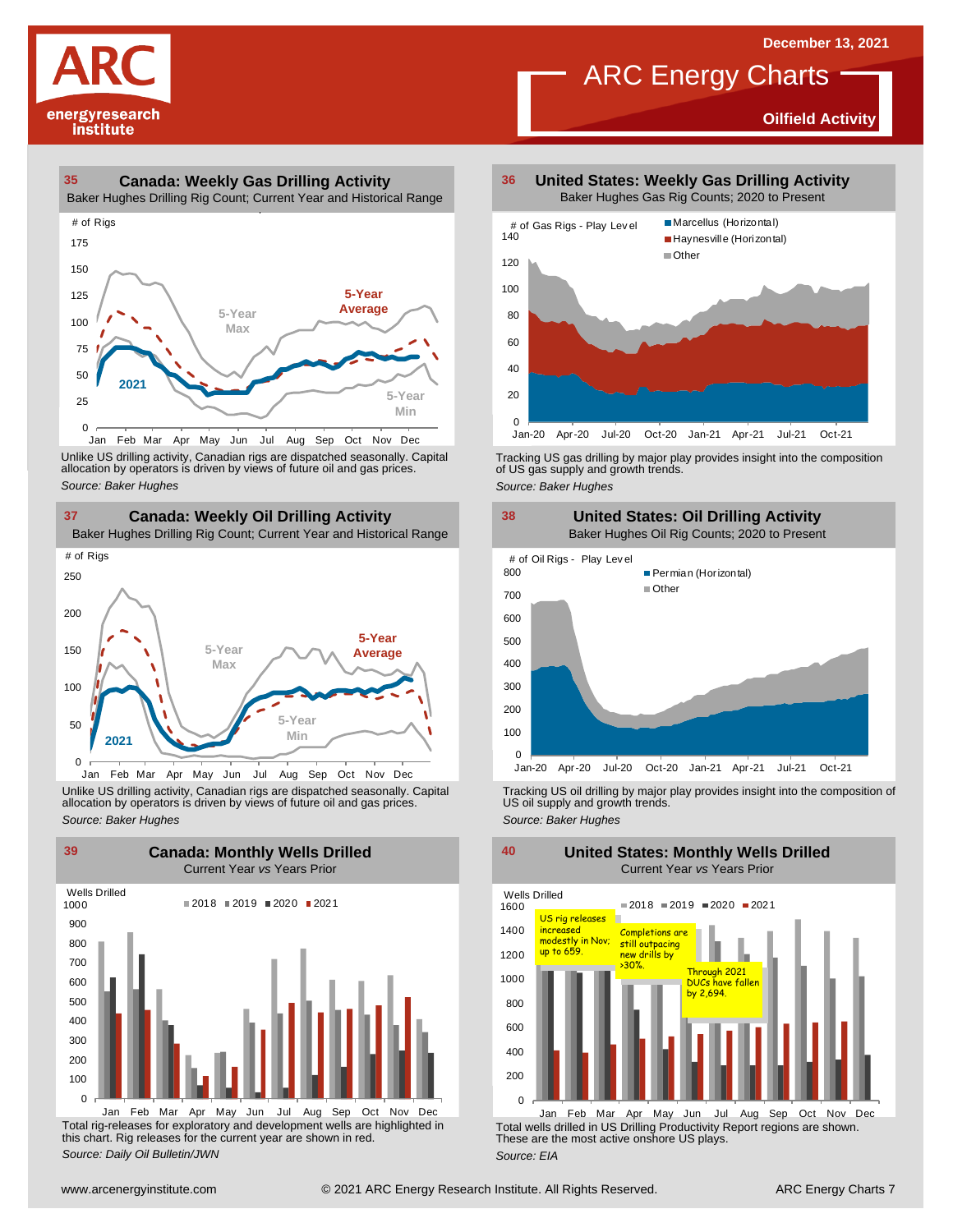December 13, 2021

# ARC Energy Charts

## Oilfield Activity

### 35 Canada: Weekly Gas Drilling Activity
Baker Hughes Drilling Rig Count; Current Year and Historical Range

Unlike US drilling activity, Canadian rigs are dispatched seasonally. Capital allocation by operators is driven by views of future oil and gas prices.

*Source: Baker Hughes*

### 36 United States: Weekly Gas Drilling Activity
Baker Hughes Gas Rig Counts; 2020 to Present

Tracking US gas drilling by major play provides insight into the composition of US gas supply and growth trends.

*Source: Baker Hughes*

### 37 Canada: Weekly Oil Drilling Activity
Baker Hughes Drilling Rig Count; Current Year and Historical Range

Unlike US drilling activity, Canadian rigs are dispatched seasonally. Capital allocation by operators is driven by views of future oil and gas prices.

*Source: Baker Hughes*

### 38 United States: Oil Drilling Activity
Baker Hughes Oil Rig Counts; 2020 to Present

Tracking US oil drilling by major play provides insight into the composition of US oil supply and growth trends.

*Source: Baker Hughes*

### 39 Canada: Monthly Wells Drilled
Current Year *vs* Years Prior

Total rig-releases for exploratory and development wells are highlighted in this chart. Rig releases for the current year are shown in red.

*Source: Daily Oil Bulletin/JWN*

### 40 United States: Monthly Wells Drilled
Current Year *vs* Years Prior

US rig releases increased modestly in Nov; up to 659.

Completions are still outpacing new drills by >30%.

Through 2021 DUCs have fallen by 2,694.

Total wells drilled in US Drilling Productivity Report regions are shown. These are the most active onshore US plays.

*Source: EIA*

www.arcenergyinstitute.com © 2021 ARC Energy Research Institute. All Rights Reserved.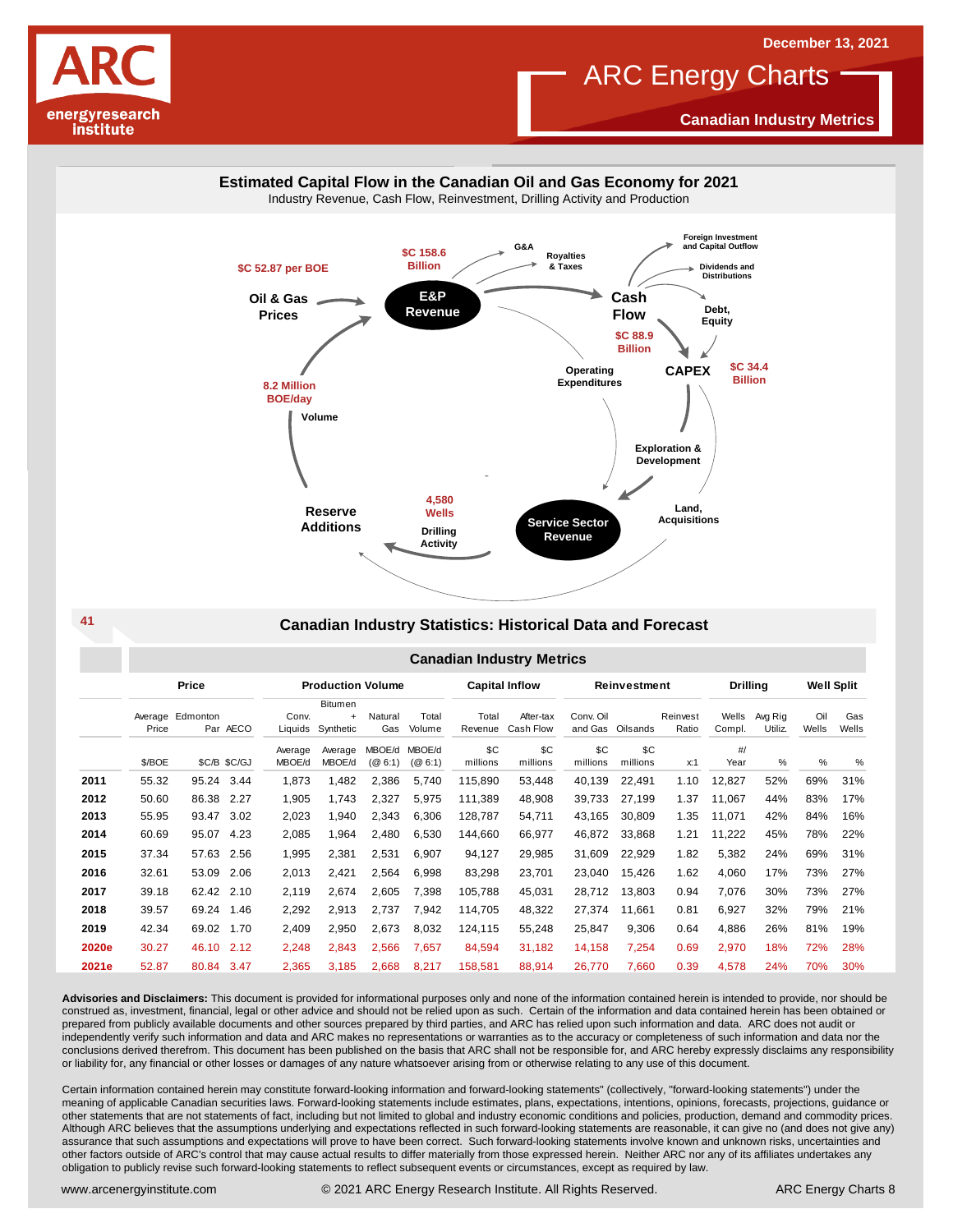# ARC Energy Charts

December 13, 2021

**Canadian Industry Metrics**

## Estimated Capital Flow in the Canadian Oil and Gas Economy for 2021

Industry Revenue, Cash Flow, Reinvestment, Drilling Activity and Production

$C 52.87 per BOE

Oil & Gas Prices

$C 158.6 Billion

E&P Revenue

G&A

Royalties & Taxes

Foreign Investment and Capital Outflow

Dividends and Distributions

Cash Flow

Debt, Equity

$C 88.9 Billion

Operating Expenditures

CAPEX

$C 34.4 Billion

8.2 Million BOE/day

Volume

Exploration & Development

Land, Acquisitions

4,580 Wells

Drilling Activity

Reserve Additions

Service Sector Revenue

41

## Canadian Industry Statistics: Historical Data and Forecast

### Canadian Industry Metrics

| | Price | | | Production Volume | | | | Capital Inflow | | Reinvestment | | | Drilling | | Well Split | |
|---|---|---|---|---|---|---|---|---|---|---|---|---|---|---|---|---|
| | Average Price | Edmonton Par | AECO | Conv. Liquids | Bitumen + Synthetic | Natural Gas | Total Volume | Total Revenue | After-tax Cash Flow | Conv. Oil and Gas | Oilsands | Reinvest Ratio | Wells Compl. | Avg Rig Utiliz. | Oil Wells | Gas Wells |
| | $/BOE | $C/B | $C/GJ | Average MBOE/d | Average MBOE/d | MBOE/d (@ 6:1) | MBOE/d (@ 6:1) | $C millions | $C millions | $C millions | $C millions | x:1 | #/Year | % | % | % |
| **2011** | 55.32 | 95.24 | 3.44 | 1,873 | 1,482 | 2,386 | 5,740 | 115,890 | 53,448 | 40,139 | 22,491 | 1.10 | 12,827 | 52% | 69% | 31% |
| **2012** | 50.60 | 86.38 | 2.27 | 1,905 | 1,743 | 2,327 | 5,975 | 111,389 | 48,908 | 39,733 | 27,199 | 1.37 | 11,067 | 44% | 83% | 17% |
| **2013** | 55.95 | 93.47 | 3.02 | 2,023 | 1,940 | 2,343 | 6,306 | 128,787 | 54,711 | 43,165 | 30,809 | 1.35 | 11,071 | 42% | 84% | 16% |
| **2014** | 60.69 | 95.07 | 4.23 | 2,085 | 1,964 | 2,480 | 6,530 | 144,660 | 66,977 | 46,872 | 33,868 | 1.21 | 11,222 | 45% | 78% | 22% |
| **2015** | 37.34 | 57.63 | 2.56 | 1,995 | 2,381 | 2,531 | 6,907 | 94,127 | 29,985 | 31,609 | 22,929 | 1.82 | 5,382 | 24% | 69% | 31% |
| **2016** | 32.61 | 53.09 | 2.06 | 2,013 | 2,421 | 2,564 | 6,998 | 83,298 | 23,701 | 23,040 | 15,426 | 1.62 | 4,060 | 17% | 73% | 27% |
| **2017** | 39.18 | 62.42 | 2.10 | 2,119 | 2,674 | 2,605 | 7,398 | 105,788 | 45,031 | 28,712 | 13,803 | 0.94 | 7,076 | 30% | 73% | 27% |
| **2018** | 39.57 | 69.24 | 1.46 | 2,292 | 2,913 | 2,737 | 7,942 | 114,705 | 48,322 | 27,374 | 11,661 | 0.81 | 6,927 | 32% | 79% | 21% |
| **2019** | 42.34 | 69.02 | 1.70 | 2,409 | 2,950 | 2,673 | 8,032 | 124,115 | 55,248 | 25,847 | 9,306 | 0.64 | 4,886 | 26% | 81% | 19% |
| **2020e** | 30.27 | 46.10 | 2.12 | 2,248 | 2,843 | 2,566 | 7,657 | 84,594 | 31,182 | 14,158 | 7,254 | 0.69 | 2,970 | 18% | 72% | 28% |
| **2021e** | 52.87 | 80.84 | 3.47 | 2,365 | 3,185 | 2,668 | 8,217 | 158,581 | 88,914 | 26,770 | 7,660 | 0.39 | 4,578 | 24% | 70% | 30% |

**Advisories and Disclaimers:** This document is provided for informational purposes only and none of the information contained herein is intended to provide, nor should be construed as, investment, financial, legal or other advice and should not be relied upon as such. Certain of the information and data contained herein has been obtained or prepared from publicly available documents and other sources prepared by third parties, and ARC has relied upon such information and data. ARC does not audit or independently verify such information and data and ARC makes no representations or warranties as to the accuracy or completeness of such information and data nor the conclusions derived therefrom. This document has been published on the basis that ARC shall not be responsible for, and ARC hereby expressly disclaims any responsibility or liability for, any financial or other losses or damages of any nature whatsoever arising from or otherwise relating to any use of this document.

Certain information contained herein may constitute forward-looking information and forward-looking statements" (collectively, "forward-looking statements") under the meaning of applicable Canadian securities laws. Forward-looking statements include estimates, plans, expectations, intentions, opinions, forecasts, projections, guidance or other statements that are not statements of fact, including but not limited to global and industry economic conditions and policies, production, demand and commodity prices. Although ARC believes that the assumptions underlying and expectations reflected in such forward-looking statements are reasonable, it can give no (and does not give any) assurance that such assumptions and expectations will prove to have been correct. Such forward-looking statements involve known and unknown risks, uncertainties and other factors outside of ARC's control that may cause actual results to differ materially from those expressed herein. Neither ARC nor any of its affiliates undertakes any obligation to publicly revise such forward-looking statements to reflect subsequent events or circumstances, except as required by law.

www.arcenergyinstitute.com © 2021 ARC Energy Research Institute. All Rights Reserved.